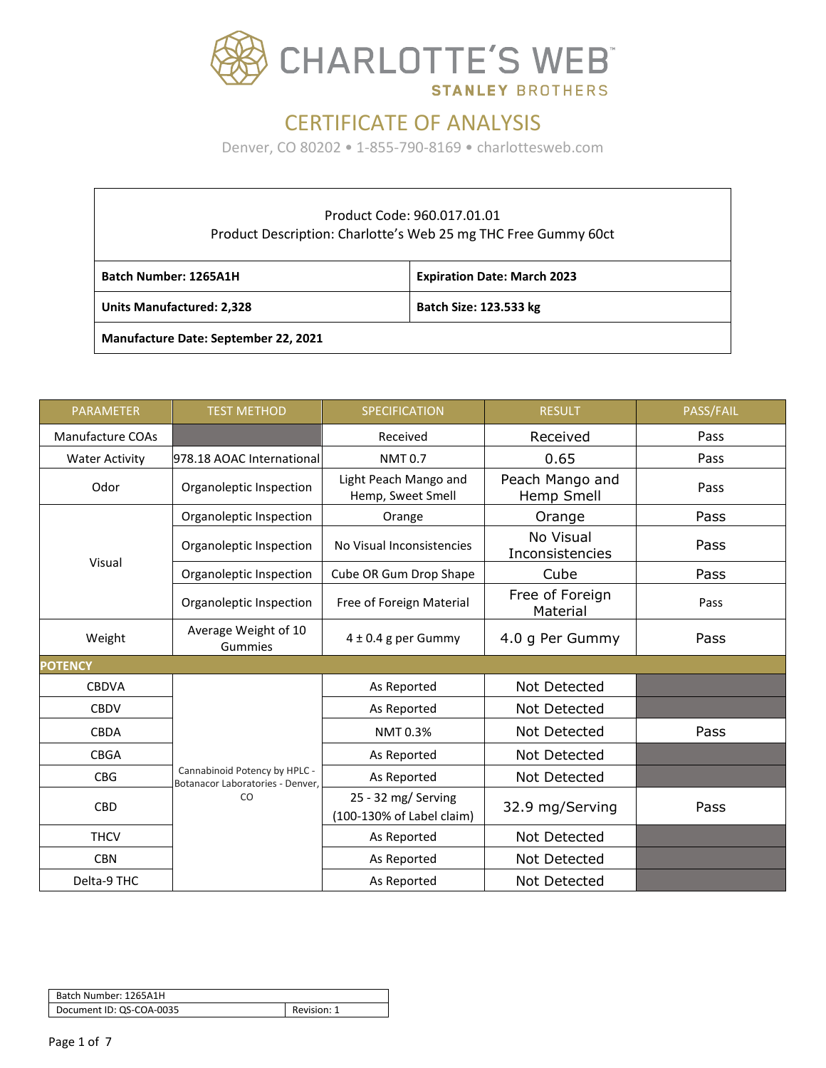# CHARLOTTE'S WEB

STANLEY BROTHERS

## CERTIFICATE OF ANALYSIS

Denver, CO 80202 • 1-855-790-8169 • charlottesweb.com

| Product Code: 960.017.01.01<br>Product Description: Charlotte's Web 25 mg THC Free Gummy 60ct | |
|---|---|
| **Batch Number: 1265A1H** | **Expiration Date: March 2023** |
| **Units Manufactured: 2,328** | **Batch Size: 123.533 kg** |
| **Manufacture Date: September 22, 2021** | |

| PARAMETER | TEST METHOD | SPECIFICATION | RESULT | PASS/FAIL |
|---|---|---|---|---|
| Manufacture COAs | | Received | Received | Pass |
| Water Activity | 978.18 AOAC International | NMT 0.7 | 0.65 | Pass |
| Odor | Organoleptic Inspection | Light Peach Mango and Hemp, Sweet Smell | Peach Mango and Hemp Smell | Pass |
| Visual | Organoleptic Inspection | Orange | Orange | Pass |
| | Organoleptic Inspection | No Visual Inconsistencies | No Visual Inconsistencies | Pass |
| | Organoleptic Inspection | Cube OR Gum Drop Shape | Cube | Pass |
| | Organoleptic Inspection | Free of Foreign Material | Free of Foreign Material | Pass |
| Weight | Average Weight of 10 Gummies | 4 ± 0.4 g per Gummy | 4.0 g Per Gummy | Pass |
| **POTENCY** | | | | |
| CBDVA | Cannabinoid Potency by HPLC - Botanacor Laboratories - Denver, CO | As Reported | Not Detected | |
| CBDV | | As Reported | Not Detected | |
| CBDA | | NMT 0.3% | Not Detected | Pass |
| CBGA | | As Reported | Not Detected | |
| CBG | | As Reported | Not Detected | |
| CBD | | 25 - 32 mg/ Serving (100-130% of Label claim) | 32.9 mg/Serving | Pass |
| THCV | | As Reported | Not Detected | |
| CBN | | As Reported | Not Detected | |
| Delta-9 THC | | As Reported | Not Detected | |

| Batch Number: 1265A1H | |
|---|---|
| Document ID: QS-COA-0035 | Revision: 1 |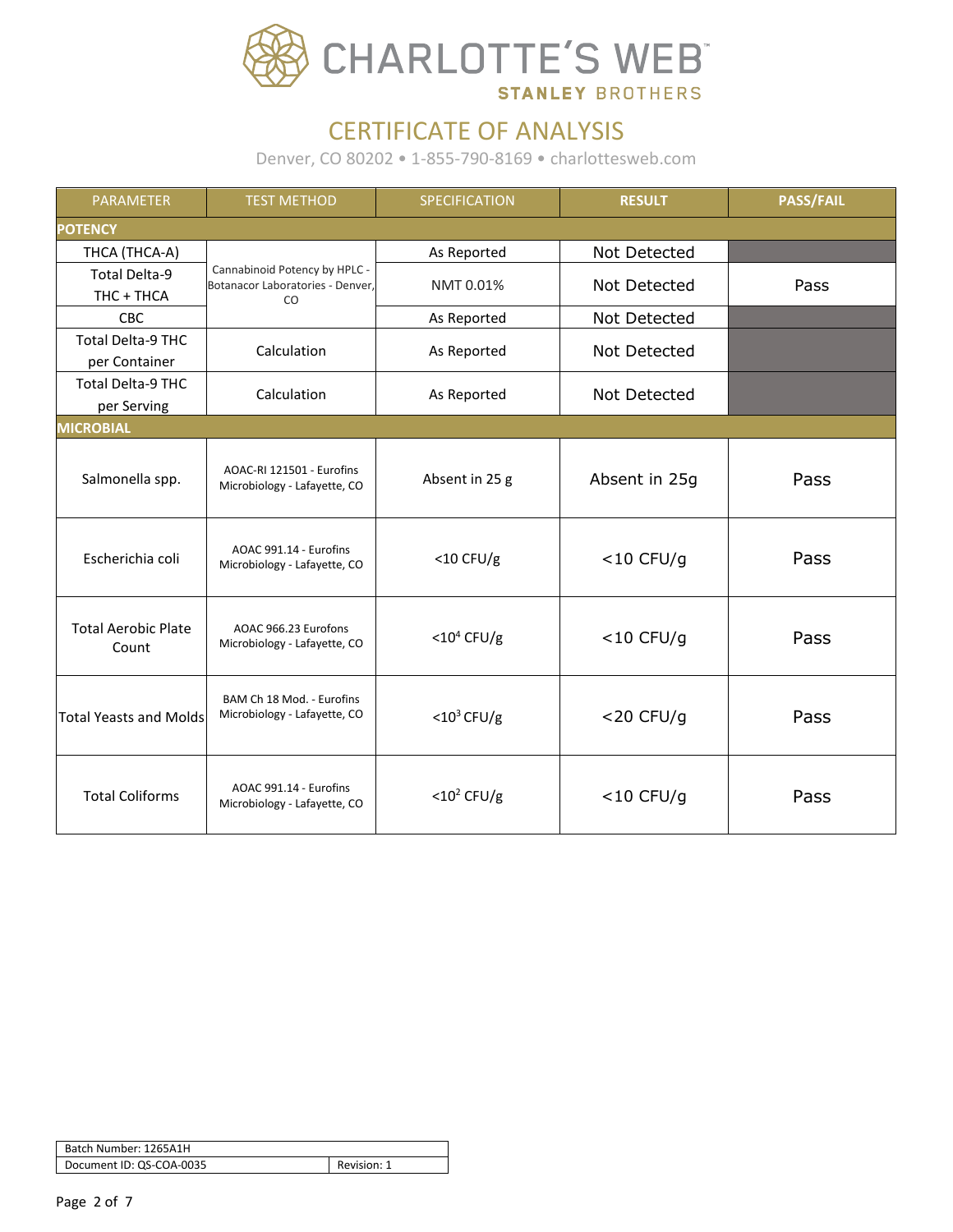# CHARLOTTE'S WEB™

STANLEY BROTHERS

## CERTIFICATE OF ANALYSIS

Denver, CO 80202 • 1-855-790-8169 • charlottesweb.com

| PARAMETER | TEST METHOD | SPECIFICATION | RESULT | PASS/FAIL |
|---|---|---|---|---|
| **POTENCY** | | | | |
| THCA (THCA-A) | Cannabinoid Potency by HPLC - Botanacor Laboratories - Denver, CO | As Reported | Not Detected | |
| Total Delta-9 THC + THCA | | NMT 0.01% | Not Detected | Pass |
| CBC | | As Reported | Not Detected | |
| Total Delta-9 THC per Container | Calculation | As Reported | Not Detected | |
| Total Delta-9 THC per Serving | Calculation | As Reported | Not Detected | |
| **MICROBIAL** | | | | |
| Salmonella spp. | AOAC-RI 121501 - Eurofins Microbiology - Lafayette, CO | Absent in 25 g | Absent in 25g | Pass |
| Escherichia coli | AOAC 991.14 - Eurofins Microbiology - Lafayette, CO | <10 CFU/g | <10 CFU/g | Pass |
| Total Aerobic Plate Count | AOAC 966.23 Eurofons Microbiology - Lafayette, CO | $<10^4$ CFU/g | <10 CFU/g | Pass |
| Total Yeasts and Molds | BAM Ch 18 Mod. - Eurofins Microbiology - Lafayette, CO | $<10^3$ CFU/g | <20 CFU/g | Pass |
| Total Coliforms | AOAC 991.14 - Eurofins Microbiology - Lafayette, CO | $<10^2$ CFU/g | <10 CFU/g | Pass |

| Batch Number: 1265A1H | |
|---|---|
| Document ID: QS-COA-0035 | Revision: 1 |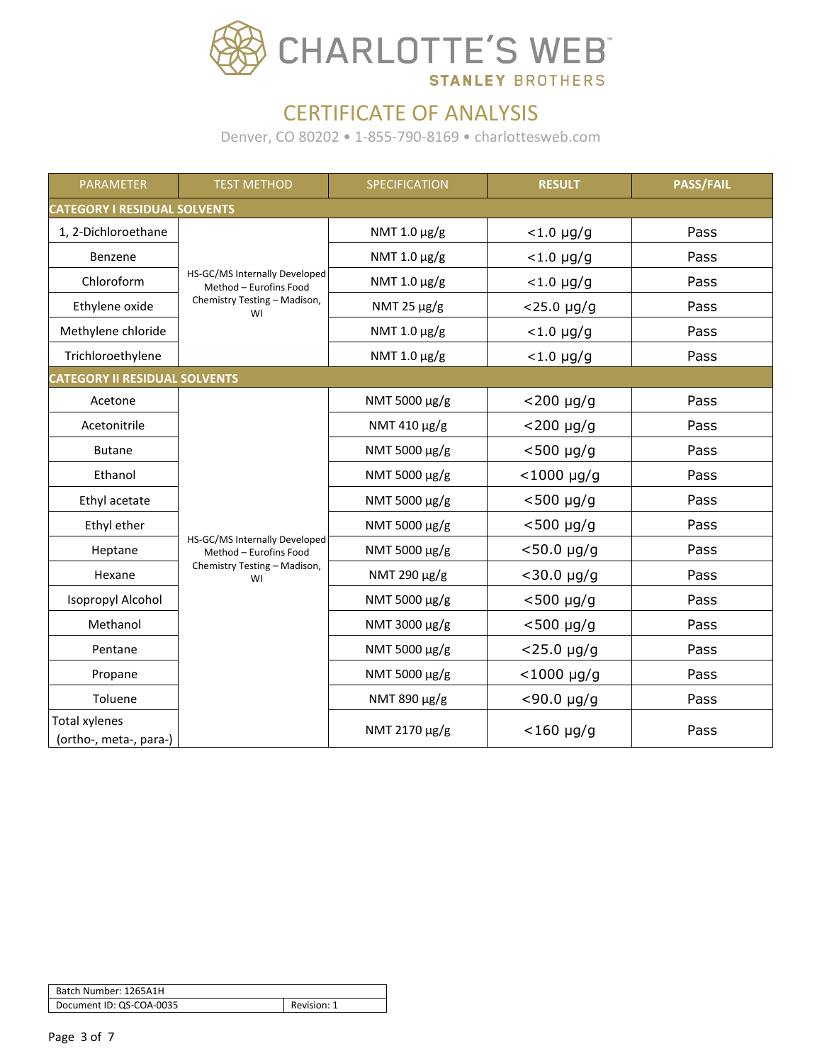# CHARLOTTE'S WEB™

STANLEY BROTHERS

## CERTIFICATE OF ANALYSIS

Denver, CO 80202 • 1-855-790-8169 • charlottesweb.com

| PARAMETER | TEST METHOD | SPECIFICATION | RESULT | PASS/FAIL |
|---|---|---|---|---|
| **CATEGORY I RESIDUAL SOLVENTS** | | | | |
| 1, 2-Dichloroethane | HS-GC/MS Internally Developed Method – Eurofins Food Chemistry Testing – Madison, WI | NMT 1.0 µg/g | <1.0 µg/g | Pass |
| Benzene | | NMT 1.0 µg/g | <1.0 µg/g | Pass |
| Chloroform | | NMT 1.0 µg/g | <1.0 µg/g | Pass |
| Ethylene oxide | | NMT 25 µg/g | <25.0 µg/g | Pass |
| Methylene chloride | | NMT 1.0 µg/g | <1.0 µg/g | Pass |
| Trichloroethylene | | NMT 1.0 µg/g | <1.0 µg/g | Pass |
| **CATEGORY II RESIDUAL SOLVENTS** | | | | |
| Acetone | HS-GC/MS Internally Developed Method – Eurofins Food Chemistry Testing – Madison, WI | NMT 5000 µg/g | <200 µg/g | Pass |
| Acetonitrile | | NMT 410 µg/g | <200 µg/g | Pass |
| Butane | | NMT 5000 µg/g | <500 µg/g | Pass |
| Ethanol | | NMT 5000 µg/g | <1000 µg/g | Pass |
| Ethyl acetate | | NMT 5000 µg/g | <500 µg/g | Pass |
| Ethyl ether | | NMT 5000 µg/g | <500 µg/g | Pass |
| Heptane | | NMT 5000 µg/g | <50.0 µg/g | Pass |
| Hexane | | NMT 290 µg/g | <30.0 µg/g | Pass |
| Isopropyl Alcohol | | NMT 5000 µg/g | <500 µg/g | Pass |
| Methanol | | NMT 3000 µg/g | <500 µg/g | Pass |
| Pentane | | NMT 5000 µg/g | <25.0 µg/g | Pass |
| Propane | | NMT 5000 µg/g | <1000 µg/g | Pass |
| Toluene | | NMT 890 µg/g | <90.0 µg/g | Pass |
| Total xylenes (ortho-, meta-, para-) | | NMT 2170 µg/g | <160 µg/g | Pass |

| Batch Number: 1265A1H | |
|---|---|
| Document ID: QS-COA-0035 | Revision: 1 |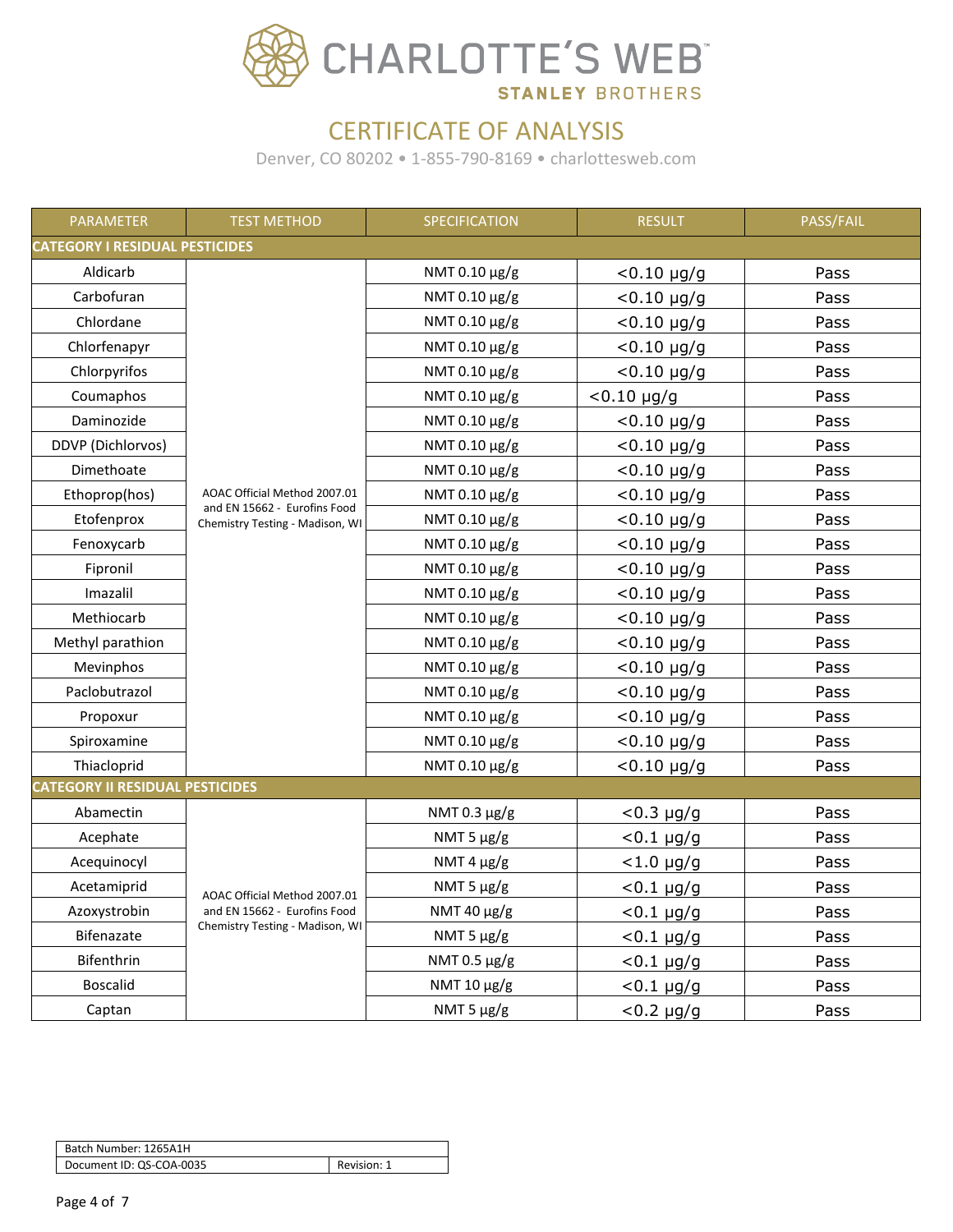# CHARLOTTE'S WEB™

STANLEY BROTHERS

## CERTIFICATE OF ANALYSIS

Denver, CO 80202 • 1-855-790-8169 • charlottesweb.com

| PARAMETER | TEST METHOD | SPECIFICATION | RESULT | PASS/FAIL |
|---|---|---|---|---|
| **CATEGORY I RESIDUAL PESTICIDES** | | | | |
| Aldicarb | AOAC Official Method 2007.01 and EN 15662 - Eurofins Food Chemistry Testing - Madison, WI | NMT 0.10 µg/g | <0.10 µg/g | Pass |
| Carbofuran | | NMT 0.10 µg/g | <0.10 µg/g | Pass |
| Chlordane | | NMT 0.10 µg/g | <0.10 µg/g | Pass |
| Chlorfenapyr | | NMT 0.10 µg/g | <0.10 µg/g | Pass |
| Chlorpyrifos | | NMT 0.10 µg/g | <0.10 µg/g | Pass |
| Coumaphos | | NMT 0.10 µg/g | <0.10 µg/g | Pass |
| Daminozide | | NMT 0.10 µg/g | <0.10 µg/g | Pass |
| DDVP (Dichlorvos) | | NMT 0.10 µg/g | <0.10 µg/g | Pass |
| Dimethoate | | NMT 0.10 µg/g | <0.10 µg/g | Pass |
| Ethoprop(hos) | | NMT 0.10 µg/g | <0.10 µg/g | Pass |
| Etofenprox | | NMT 0.10 µg/g | <0.10 µg/g | Pass |
| Fenoxycarb | | NMT 0.10 µg/g | <0.10 µg/g | Pass |
| Fipronil | | NMT 0.10 µg/g | <0.10 µg/g | Pass |
| Imazalil | | NMT 0.10 µg/g | <0.10 µg/g | Pass |
| Methiocarb | | NMT 0.10 µg/g | <0.10 µg/g | Pass |
| Methyl parathion | | NMT 0.10 µg/g | <0.10 µg/g | Pass |
| Mevinphos | | NMT 0.10 µg/g | <0.10 µg/g | Pass |
| Paclobutrazol | | NMT 0.10 µg/g | <0.10 µg/g | Pass |
| Propoxur | | NMT 0.10 µg/g | <0.10 µg/g | Pass |
| Spiroxamine | | NMT 0.10 µg/g | <0.10 µg/g | Pass |
| Thiacloprid | | NMT 0.10 µg/g | <0.10 µg/g | Pass |
| **CATEGORY II RESIDUAL PESTICIDES** | | | | |
| Abamectin | AOAC Official Method 2007.01 and EN 15662 - Eurofins Food Chemistry Testing - Madison, WI | NMT 0.3 µg/g | <0.3 µg/g | Pass |
| Acephate | | NMT 5 µg/g | <0.1 µg/g | Pass |
| Acequinocyl | | NMT 4 µg/g | <1.0 µg/g | Pass |
| Acetamiprid | | NMT 5 µg/g | <0.1 µg/g | Pass |
| Azoxystrobin | | NMT 40 µg/g | <0.1 µg/g | Pass |
| Bifenazate | | NMT 5 µg/g | <0.1 µg/g | Pass |
| Bifenthrin | | NMT 0.5 µg/g | <0.1 µg/g | Pass |
| Boscalid | | NMT 10 µg/g | <0.1 µg/g | Pass |
| Captan | | NMT 5 µg/g | <0.2 µg/g | Pass |

| Batch Number: 1265A1H | |
|---|---|
| Document ID: QS-COA-0035 | Revision: 1 |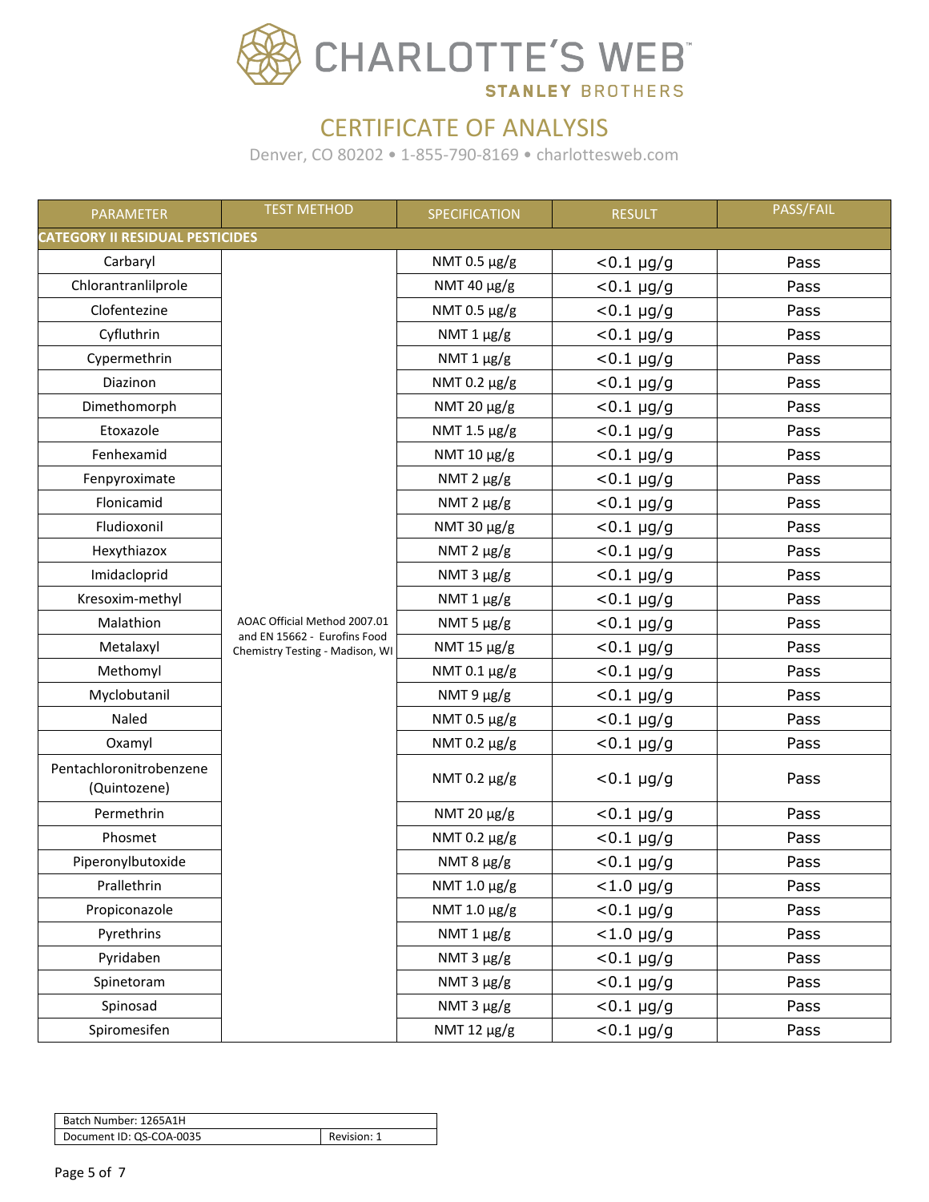# CHARLOTTE'S WEB™

STANLEY BROTHERS

## CERTIFICATE OF ANALYSIS

Denver, CO 80202 • 1-855-790-8169 • charlottesweb.com

| PARAMETER | TEST METHOD | SPECIFICATION | RESULT | PASS/FAIL |
|---|---|---|---|---|
| **CATEGORY II RESIDUAL PESTICIDES** | | | | |
| Carbaryl | AOAC Official Method 2007.01 and EN 15662 - Eurofins Food Chemistry Testing - Madison, WI | NMT 0.5 µg/g | <0.1 µg/g | Pass |
| Chlorantranlilprole | | NMT 40 µg/g | <0.1 µg/g | Pass |
| Clofentezine | | NMT 0.5 µg/g | <0.1 µg/g | Pass |
| Cyfluthrin | | NMT 1 µg/g | <0.1 µg/g | Pass |
| Cypermethrin | | NMT 1 µg/g | <0.1 µg/g | Pass |
| Diazinon | | NMT 0.2 µg/g | <0.1 µg/g | Pass |
| Dimethomorph | | NMT 20 µg/g | <0.1 µg/g | Pass |
| Etoxazole | | NMT 1.5 µg/g | <0.1 µg/g | Pass |
| Fenhexamid | | NMT 10 µg/g | <0.1 µg/g | Pass |
| Fenpyroximate | | NMT 2 µg/g | <0.1 µg/g | Pass |
| Flonicamid | | NMT 2 µg/g | <0.1 µg/g | Pass |
| Fludioxonil | | NMT 30 µg/g | <0.1 µg/g | Pass |
| Hexythiazox | | NMT 2 µg/g | <0.1 µg/g | Pass |
| Imidacloprid | | NMT 3 µg/g | <0.1 µg/g | Pass |
| Kresoxim-methyl | | NMT 1 µg/g | <0.1 µg/g | Pass |
| Malathion | | NMT 5 µg/g | <0.1 µg/g | Pass |
| Metalaxyl | | NMT 15 µg/g | <0.1 µg/g | Pass |
| Methomyl | | NMT 0.1 µg/g | <0.1 µg/g | Pass |
| Myclobutanil | | NMT 9 µg/g | <0.1 µg/g | Pass |
| Naled | | NMT 0.5 µg/g | <0.1 µg/g | Pass |
| Oxamyl | | NMT 0.2 µg/g | <0.1 µg/g | Pass |
| Pentachloronitrobenzene (Quintozene) | | NMT 0.2 µg/g | <0.1 µg/g | Pass |
| Permethrin | | NMT 20 µg/g | <0.1 µg/g | Pass |
| Phosmet | | NMT 0.2 µg/g | <0.1 µg/g | Pass |
| Piperonylbutoxide | | NMT 8 µg/g | <0.1 µg/g | Pass |
| Prallethrin | | NMT 1.0 µg/g | <1.0 µg/g | Pass |
| Propiconazole | | NMT 1.0 µg/g | <0.1 µg/g | Pass |
| Pyrethrins | | NMT 1 µg/g | <1.0 µg/g | Pass |
| Pyridaben | | NMT 3 µg/g | <0.1 µg/g | Pass |
| Spinetoram | | NMT 3 µg/g | <0.1 µg/g | Pass |
| Spinosad | | NMT 3 µg/g | <0.1 µg/g | Pass |
| Spiromesifen | | NMT 12 µg/g | <0.1 µg/g | Pass |

| Batch Number: 1265A1H | |
|---|---|
| Document ID: QS-COA-0035 | Revision: 1 |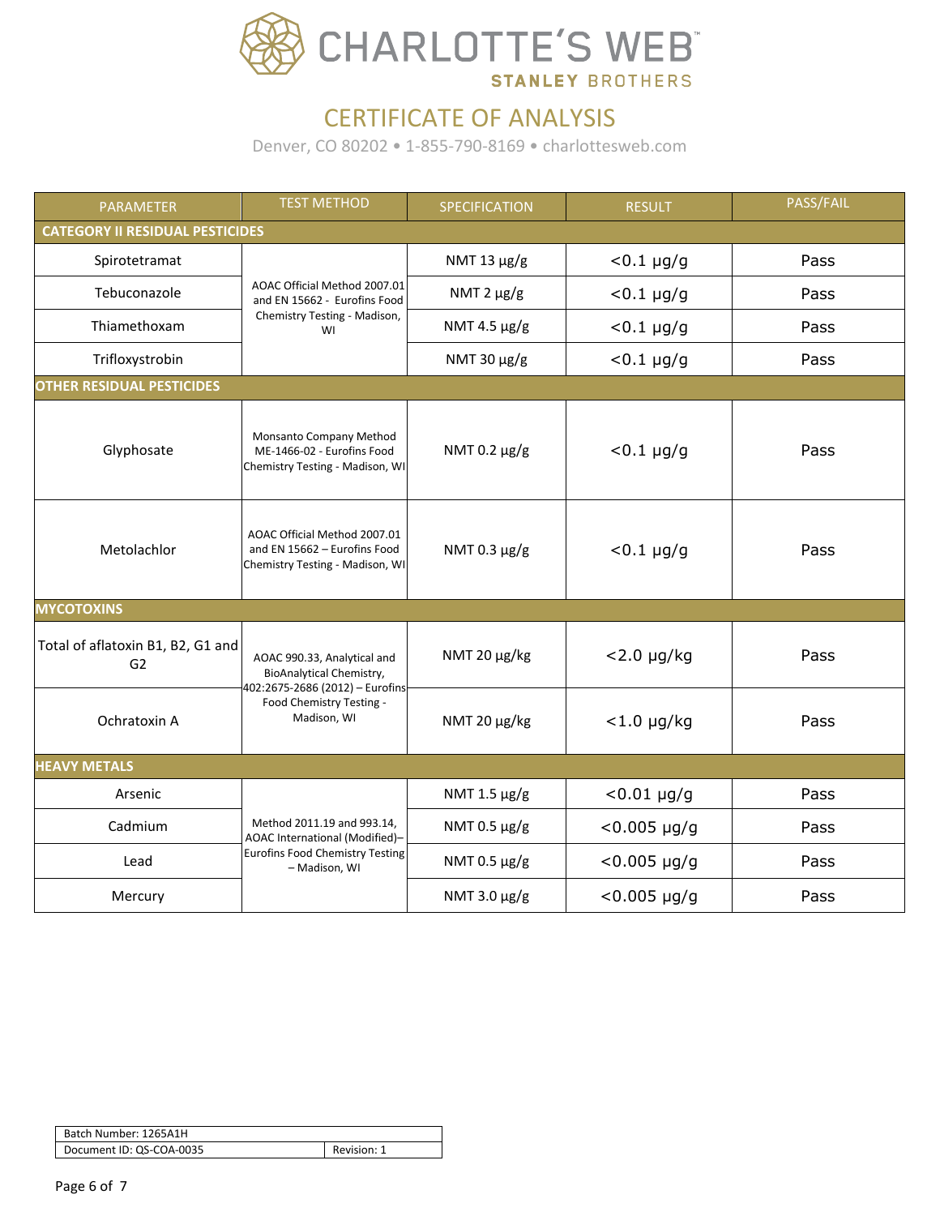# CHARLOTTE'S WEB™

STANLEY BROTHERS

## CERTIFICATE OF ANALYSIS

Denver, CO 80202 • 1-855-790-8169 • charlottesweb.com

| PARAMETER | TEST METHOD | SPECIFICATION | RESULT | PASS/FAIL |
|---|---|---|---|---|
| **CATEGORY II RESIDUAL PESTICIDES** | | | | |
| Spirotetramat | AOAC Official Method 2007.01 and EN 15662 - Eurofins Food Chemistry Testing - Madison, WI | NMT 13 µg/g | <0.1 µg/g | Pass |
| Tebuconazole | | NMT 2 µg/g | <0.1 µg/g | Pass |
| Thiamethoxam | | NMT 4.5 µg/g | <0.1 µg/g | Pass |
| Trifloxystrobin | | NMT 30 µg/g | <0.1 µg/g | Pass |
| **OTHER RESIDUAL PESTICIDES** | | | | |
| Glyphosate | Monsanto Company Method ME-1466-02 - Eurofins Food Chemistry Testing - Madison, WI | NMT 0.2 µg/g | <0.1 µg/g | Pass |
| Metolachlor | AOAC Official Method 2007.01 and EN 15662 – Eurofins Food Chemistry Testing - Madison, WI | NMT 0.3 µg/g | <0.1 µg/g | Pass |
| **MYCOTOXINS** | | | | |
| Total of aflatoxin B1, B2, G1 and G2 | AOAC 990.33, Analytical and BioAnalytical Chemistry, 402:2675-2686 (2012) – Eurofins Food Chemistry Testing - Madison, WI | NMT 20 µg/kg | <2.0 µg/kg | Pass |
| Ochratoxin A | | NMT 20 µg/kg | <1.0 µg/kg | Pass |
| **HEAVY METALS** | | | | |
| Arsenic | Method 2011.19 and 993.14, AOAC International (Modified)– Eurofins Food Chemistry Testing – Madison, WI | NMT 1.5 µg/g | <0.01 µg/g | Pass |
| Cadmium | | NMT 0.5 µg/g | <0.005 µg/g | Pass |
| Lead | | NMT 0.5 µg/g | <0.005 µg/g | Pass |
| Mercury | | NMT 3.0 µg/g | <0.005 µg/g | Pass |

| Batch Number: 1265A1H | |
|---|---|
| Document ID: QS-COA-0035 | Revision: 1 |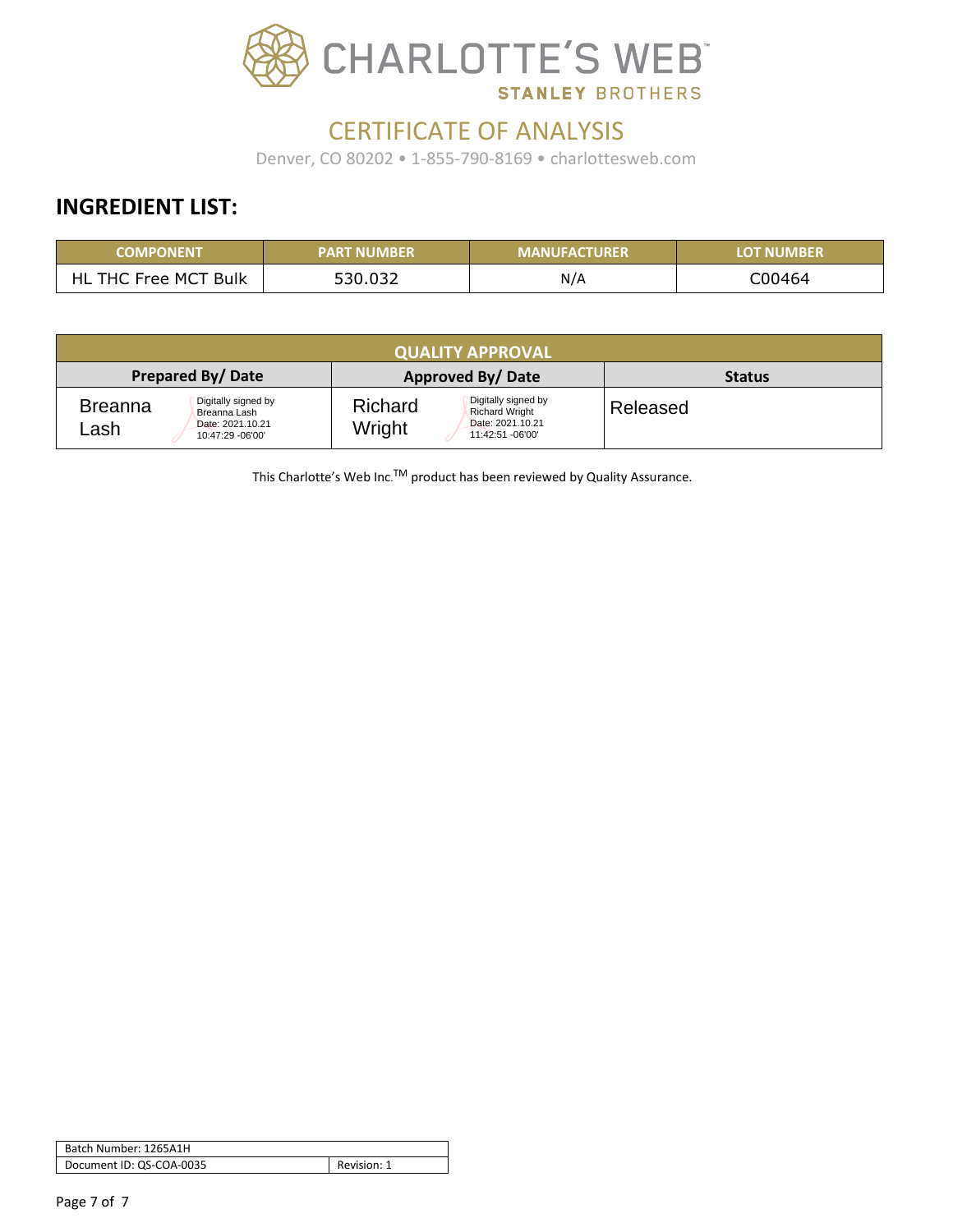# CHARLOTTE'S WEB™
STANLEY BROTHERS

## CERTIFICATE OF ANALYSIS

Denver, CO 80202 • 1-855-790-8169 • charlottesweb.com

## INGREDIENT LIST:

| COMPONENT | PART NUMBER | MANUFACTURER | LOT NUMBER |
|---|---|---|---|
| HL THC Free MCT Bulk | 530.032 | N/A | C00464 |

| QUALITY APPROVAL | | |
|---|---|---|
| **Prepared By/ Date** | **Approved By/ Date** | **Status** |
| Breanna Lash — Digitally signed by Breanna Lash Date: 2021.10.21 10:47:29 -06'00' | Richard Wright — Digitally signed by Richard Wright Date: 2021.10.21 11:42:51 -06'00' | Released |

This Charlotte's Web Inc.™ product has been reviewed by Quality Assurance.

| Batch Number: 1265A1H | |
|---|---|
| Document ID: QS-COA-0035 | Revision: 1 |